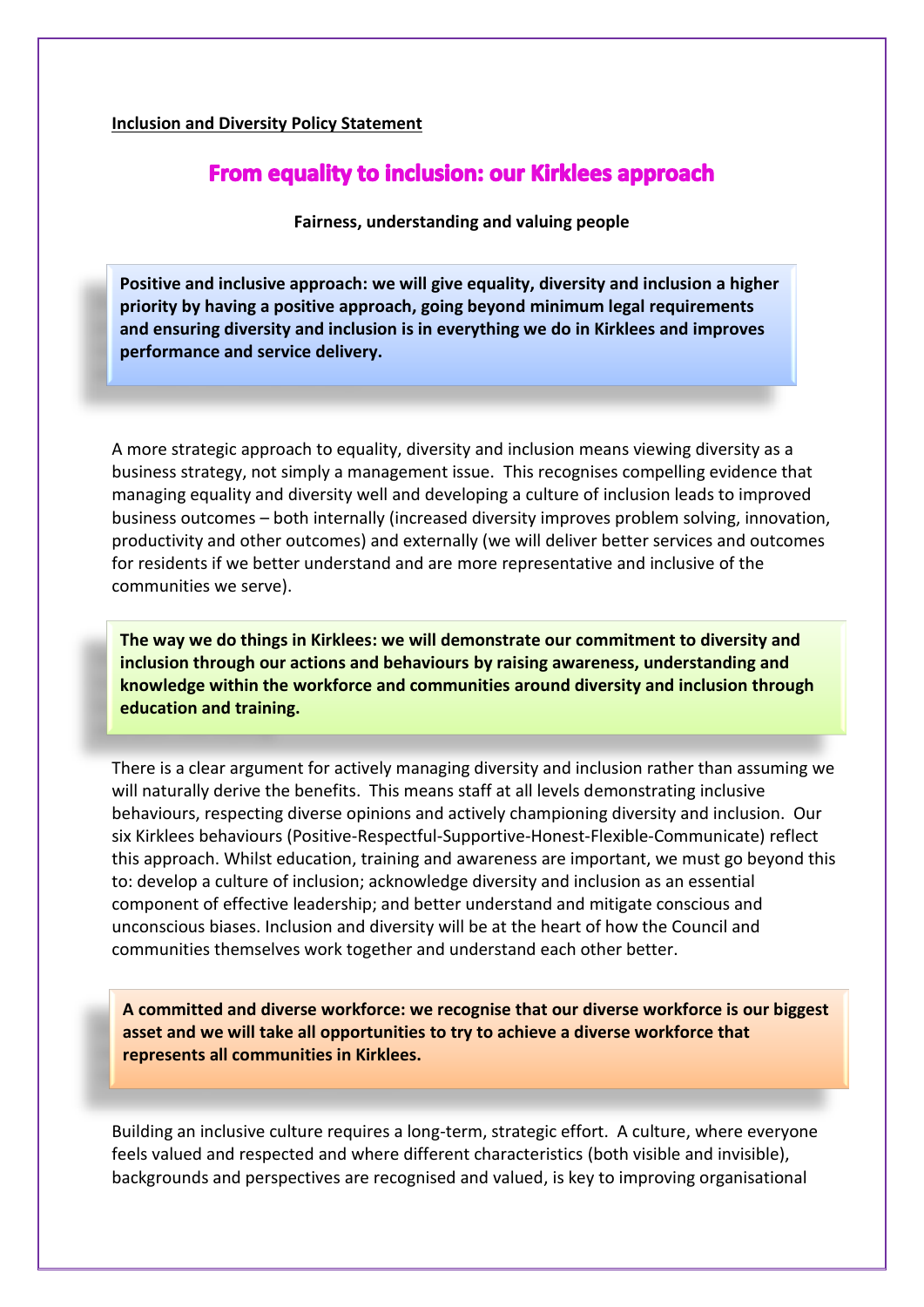**Inclusion and Diversity Policy Statement**

# From equality to inclusion: our Kirklees approach

**Fairness, understanding and valuing people**

**Positive and inclusive approach: we will give equality, diversity and inclusion a higher priority by having a positive approach, going beyond minimum legal requirements and ensuring diversity and inclusion is in everything we do in Kirklees and improves performance and service delivery.**

A more strategic approach to equality, diversity and inclusion means viewing diversity as a business strategy, not simply a management issue. This recognises compelling evidence that managing equality and diversity well and developing a culture of inclusion leads to improved business outcomes – both internally (increased diversity improves problem solving, innovation, productivity and other outcomes) and externally (we will deliver better services and outcomes for residents if we better understand and are more representative and inclusive of the communities we serve).

**The way we do things in Kirklees: we will demonstrate our commitment to diversity and inclusion through our actions and behaviours by raising awareness, understanding and knowledge within the workforce and communities around diversity and inclusion through education and training.**

There is a clear argument for actively managing diversity and inclusion rather than assuming we will naturally derive the benefits. This means staff at all levels demonstrating inclusive behaviours, respecting diverse opinions and actively championing diversity and inclusion. Our six Kirklees behaviours (Positive-Respectful-Supportive-Honest-Flexible-Communicate) reflect this approach. Whilst education, training and awareness are important, we must go beyond this to: develop a culture of inclusion; acknowledge diversity and inclusion as an essential component of effective leadership; and better understand and mitigate conscious and unconscious biases. Inclusion and diversity will be at the heart of how the Council and communities themselves work together and understand each other better.

**A committed and diverse workforce: we recognise that our diverse workforce is our biggest asset and we will take all opportunities to try to achieve a diverse workforce that represents all communities in Kirklees.**

Building an inclusive culture requires a long-term, strategic effort. A culture, where everyone feels valued and respected and where different characteristics (both visible and invisible), backgrounds and perspectives are recognised and valued, is key to improving organisational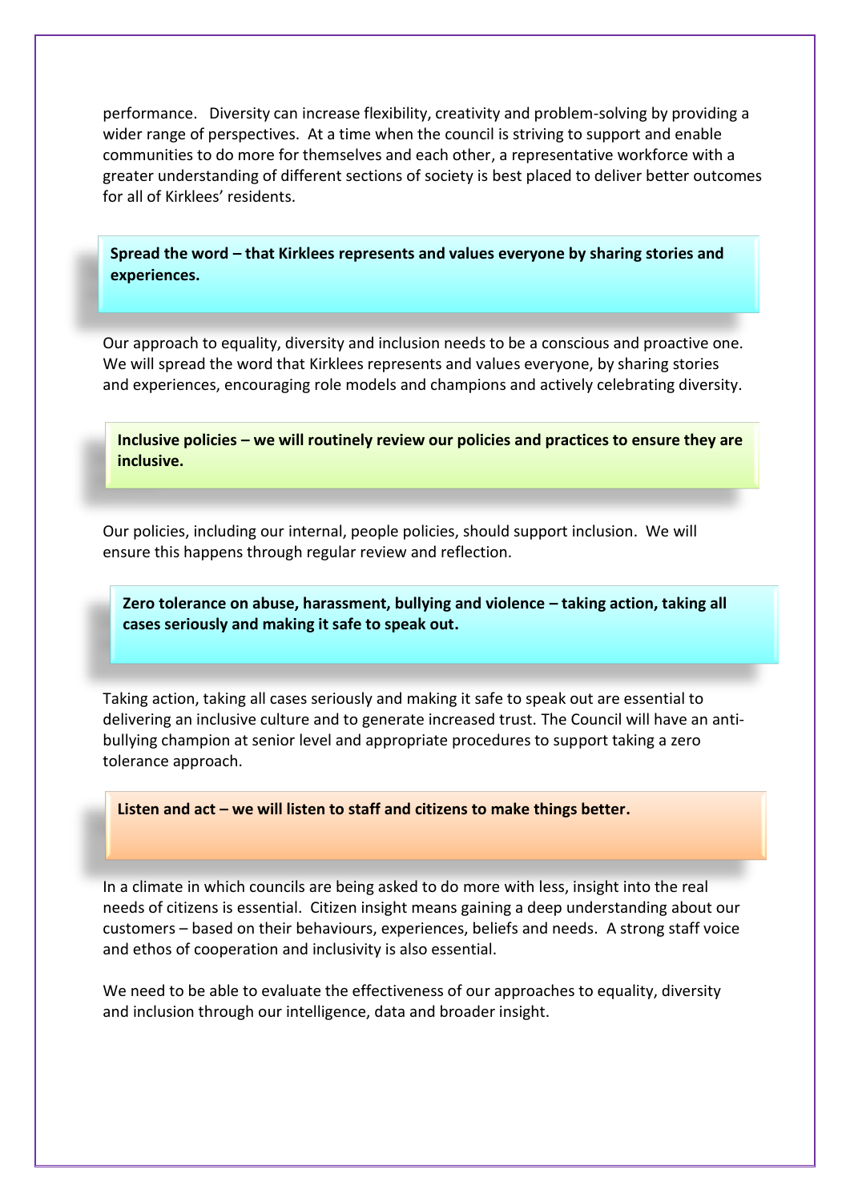performance. Diversity can increase flexibility, creativity and problem-solving by providing a wider range of perspectives. At a time when the council is striving to support and enable communities to do more for themselves and each other, a representative workforce with a greater understanding of different sections of society is best placed to deliver better outcomes for all of Kirklees' residents.

**Spread the word – that Kirklees represents and values everyone by sharing stories and experiences.**

Our approach to equality, diversity and inclusion needs to be a conscious and proactive one. We will spread the word that Kirklees represents and values everyone, by sharing stories and experiences, encouraging role models and champions and actively celebrating diversity.

**Inclusive policies – we will routinely review our policies and practices to ensure they are inclusive.**

Our policies, including our internal, people policies, should support inclusion. We will ensure this happens through regular review and reflection.

**Zero tolerance on abuse, harassment, bullying and violence – taking action, taking all cases seriously and making it safe to speak out.**

Taking action, taking all cases seriously and making it safe to speak out are essential to delivering an inclusive culture and to generate increased trust. The Council will have an anti-bullying champion at senior level and appropriate procedures to support taking a zero tolerance approach.

**Listen and act – we will listen to staff and citizens to make things better.**

In a climate in which councils are being asked to do more with less, insight into the real needs of citizens is essential. Citizen insight means gaining a deep understanding about our customers – based on their behaviours, experiences, beliefs and needs. A strong staff voice and ethos of cooperation and inclusivity is also essential.

We need to be able to evaluate the effectiveness of our approaches to equality, diversity and inclusion through our intelligence, data and broader insight.